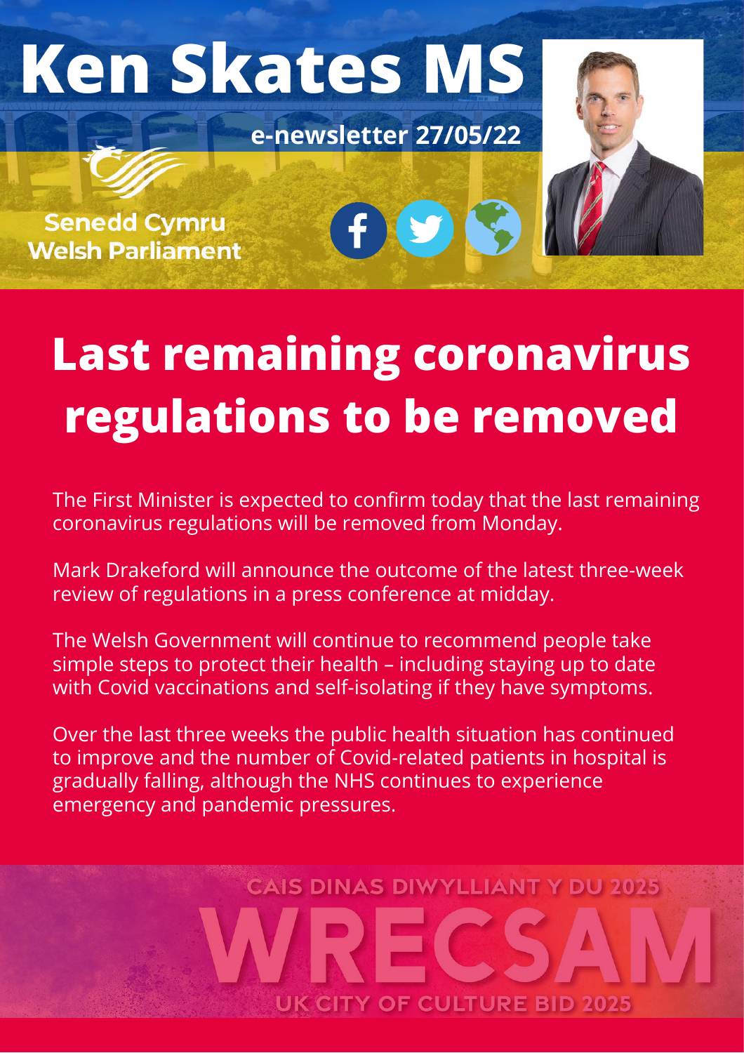# Ken Skates MS

e-newsletter 27/05/22

Senedd Cymru
Welsh Parliament

## Last remaining coronavirus regulations to be removed

The First Minister is expected to confirm today that the last remaining coronavirus regulations will be removed from Monday.

Mark Drakeford will announce the outcome of the latest three-week review of regulations in a press conference at midday.

The Welsh Government will continue to recommend people take simple steps to protect their health – including staying up to date with Covid vaccinations and self-isolating if they have symptoms.

Over the last three weeks the public health situation has continued to improve and the number of Covid-related patients in hospital is gradually falling, although the NHS continues to experience emergency and pandemic pressures.

CAIS DINAS DIWYLLIANT Y DU 2025

WRECSAM

UK CITY OF CULTURE BID 2025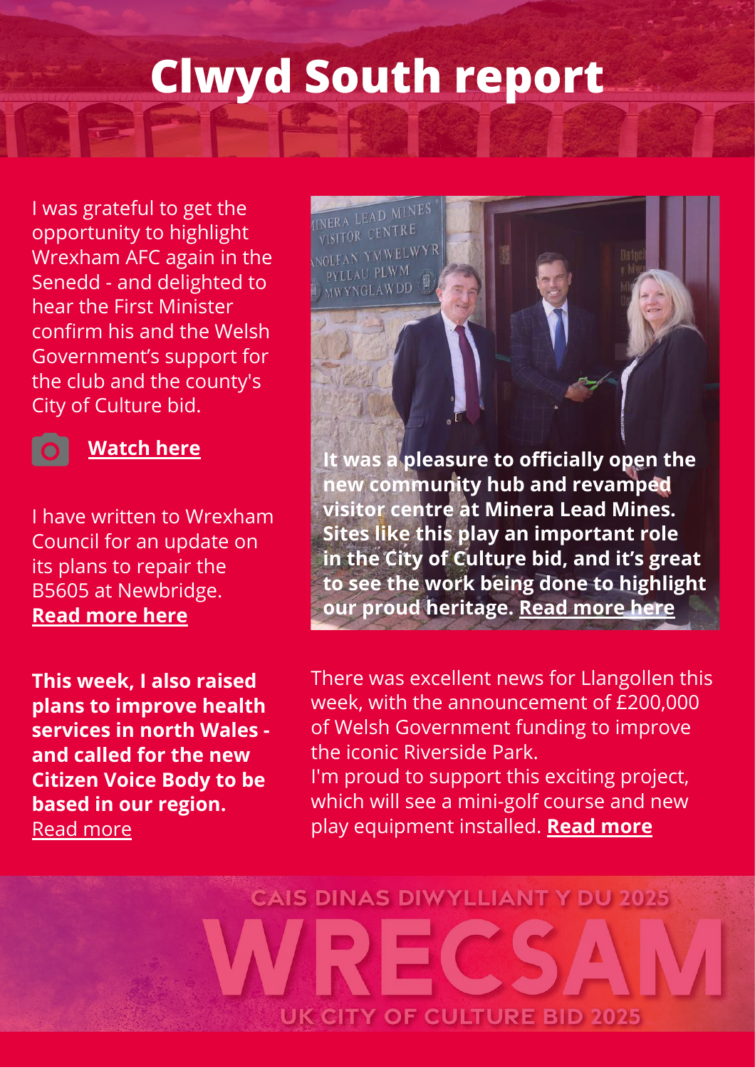# Clwyd South report

I was grateful to get the opportunity to highlight Wrexham AFC again in the Senedd - and delighted to hear the First Minister confirm his and the Welsh Government's support for the club and the county's City of Culture bid.

**Watch here**

I have written to Wrexham Council for an update on its plans to repair the B5605 at Newbridge. **Read more here**

**This week, I also raised plans to improve health services in north Wales - and called for the new Citizen Voice Body to be based in our region.** Read more

**It was a pleasure to officially open the new community hub and revamped visitor centre at Minera Lead Mines. Sites like this play an important role in the City of Culture bid, and it's great to see the work being done to highlight our proud heritage. Read more here**

There was excellent news for Llangollen this week, with the announcement of £200,000 of Welsh Government funding to improve the iconic Riverside Park.
I'm proud to support this exciting project, which will see a mini-golf course and new play equipment installed. **Read more**

CAIS DINAS DIWYLLIANT Y DU 2025

WRECSAM

UK CITY OF CULTURE BID 2025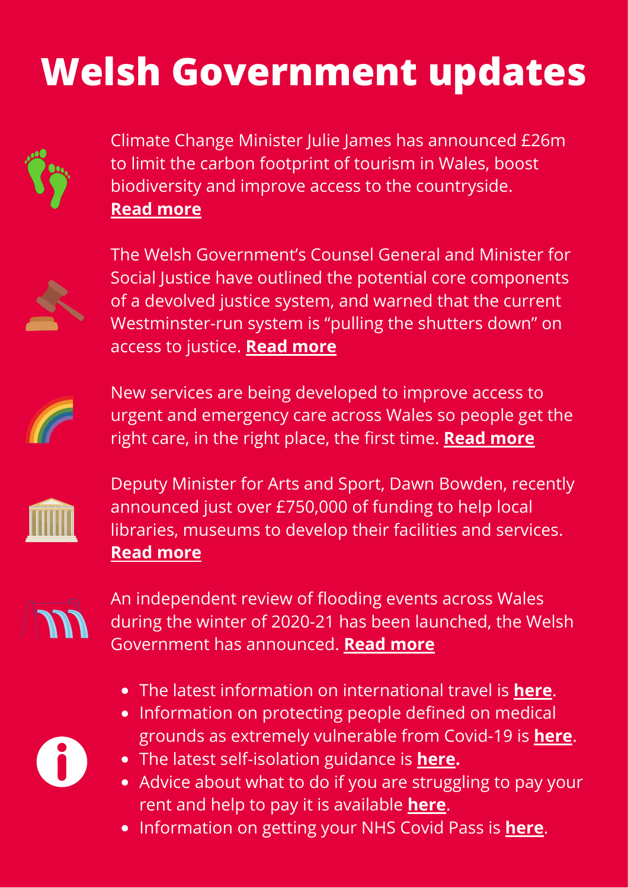# Welsh Government updates

Climate Change Minister Julie James has announced £26m to limit the carbon footprint of tourism in Wales, boost biodiversity and improve access to the countryside. **Read more**

The Welsh Government's Counsel General and Minister for Social Justice have outlined the potential core components of a devolved justice system, and warned that the current Westminster-run system is "pulling the shutters down" on access to justice. **Read more**

New services are being developed to improve access to urgent and emergency care across Wales so people get the right care, in the right place, the first time. **Read more**

Deputy Minister for Arts and Sport, Dawn Bowden, recently announced just over £750,000 of funding to help local libraries, museums to develop their facilities and services. **Read more**

An independent review of flooding events across Wales during the winter of 2020-21 has been launched, the Welsh Government has announced. **Read more**

- The latest information on international travel is **here**.
- Information on protecting people defined on medical grounds as extremely vulnerable from Covid-19 is **here**.
- The latest self-isolation guidance is **here.**
- Advice about what to do if you are struggling to pay your rent and help to pay it is available **here**.
- Information on getting your NHS Covid Pass is **here**.